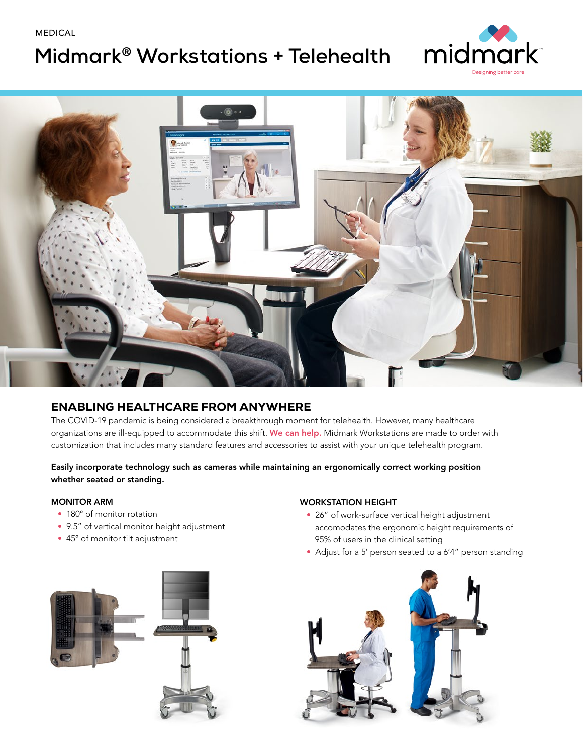MEDICAL

# Midmark® Workstations + Telehealth

## ENABLING HEALTHCARE FROM ANYWHERE

The COVID-19 pandemic is being considered a breakthrough moment for telehealth. However, many healthcare organizations are ill-equipped to accommodate this shift. We can help. Midmark Workstations are made to order with customization that includes many standard features and accessories to assist with your unique telehealth program.

**Easily incorporate technology such as cameras while maintaining an ergonomically correct working position whether seated or standing.**

### MONITOR ARM

- 180° of monitor rotation
- 9.5" of vertical monitor height adjustment
- 45° of monitor tilt adjustment

### WORKSTATION HEIGHT

- 26" of work-surface vertical height adjustment accomodates the ergonomic height requirements of 95% of users in the clinical setting
- Adjust for a 5' person seated to a 6'4" person standing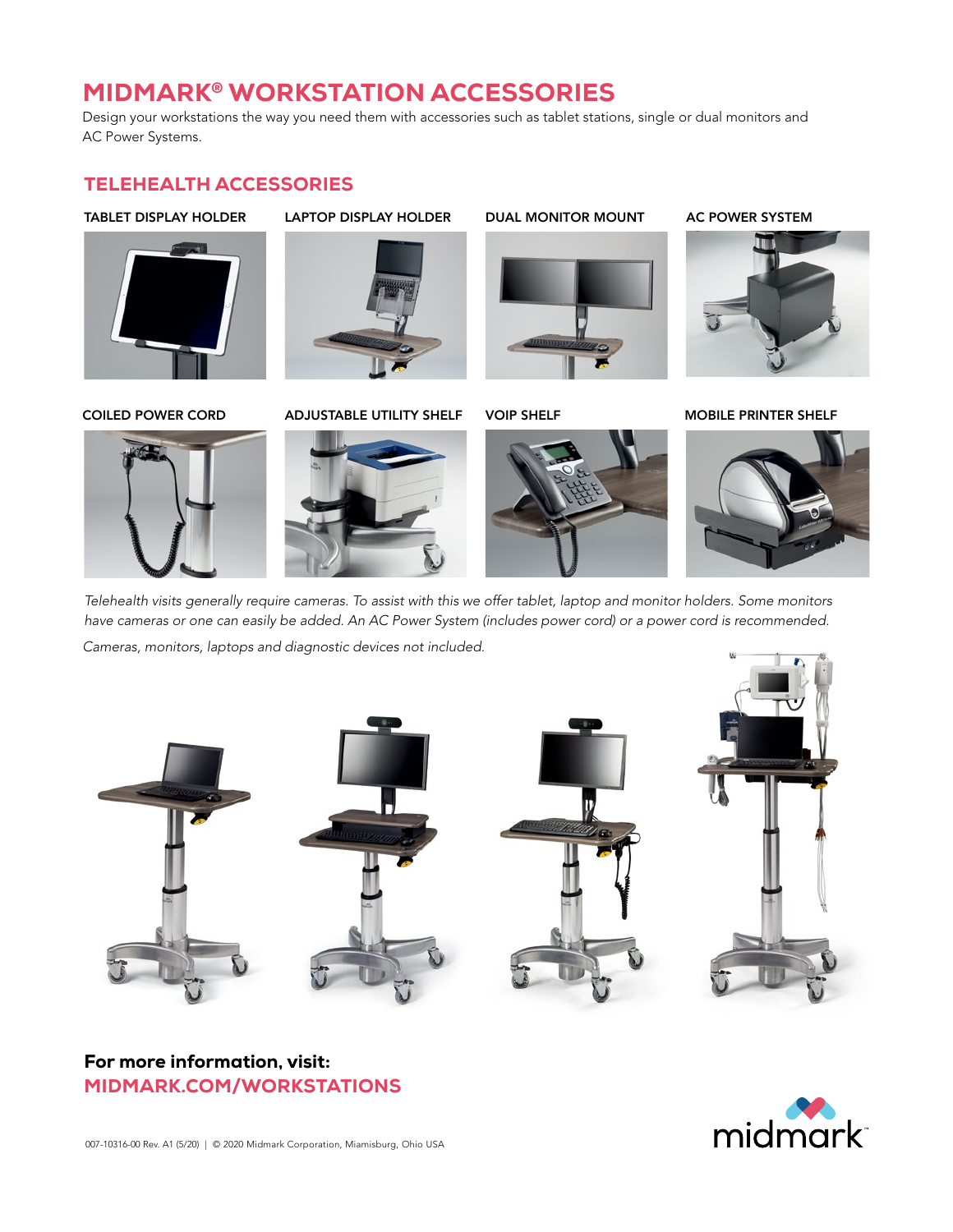# MIDMARK® WORKSTATION ACCESSORIES

Design your workstations the way you need them with accessories such as tablet stations, single or dual monitors and AC Power Systems.

## TELEHEALTH ACCESSORIES

TABLET DISPLAY HOLDER

LAPTOP DISPLAY HOLDER

DUAL MONITOR MOUNT

AC POWER SYSTEM

COILED POWER CORD

ADJUSTABLE UTILITY SHELF

VOIP SHELF

MOBILE PRINTER SHELF

*Telehealth visits generally require cameras. To assist with this we offer tablet, laptop and monitor holders. Some monitors have cameras or one can easily be added. An AC Power System (includes power cord) or a power cord is recommended.*

*Cameras, monitors, laptops and diagnostic devices not included.*

**For more information, visit:**
**MIDMARK.COM/WORKSTATIONS**

007-10316-00 Rev. A1 (5/20) | © 2020 Midmark Corporation, Miamisburg, Ohio USA

midmark™